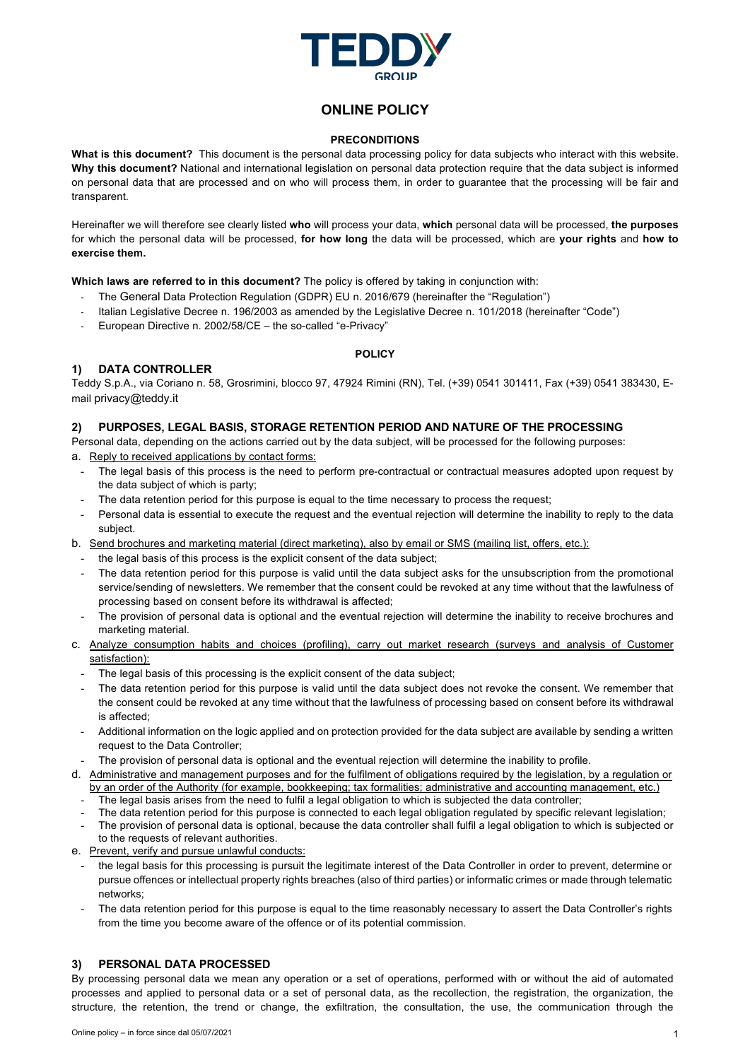# ONLINE POLICY

## PRECONDITIONS

**What is this document?** This document is the personal data processing policy for data subjects who interact with this website. **Why this document?** National and international legislation on personal data protection require that the data subject is informed on personal data that are processed and on who will process them, in order to guarantee that the processing will be fair and transparent.

Hereinafter we will therefore see clearly listed **who** will process your data, **which** personal data will be processed, **the purposes** for which the personal data will be processed, **for how long** the data will be processed, which are **your rights** and **how to exercise them.**

**Which laws are referred to in this document?** The policy is offered by taking in conjunction with:

- The General Data Protection Regulation (GDPR) EU n. 2016/679 (hereinafter the "Regulation")
- Italian Legislative Decree n. 196/2003 as amended by the Legislative Decree n. 101/2018 (hereinafter "Code")
- European Directive n. 2002/58/CE – the so-called "e-Privacy"

## POLICY

### 1) DATA CONTROLLER

Teddy S.p.A., via Coriano n. 58, Grosrimini, blocco 97, 47924 Rimini (RN), Tel. (+39) 0541 301411, Fax (+39) 0541 383430, E-mail privacy@teddy.it

### 2) PURPOSES, LEGAL BASIS, STORAGE RETENTION PERIOD AND NATURE OF THE PROCESSING

Personal data, depending on the actions carried out by the data subject, will be processed for the following purposes:

a. Reply to received applications by contact forms:
   - The legal basis of this process is the need to perform pre-contractual or contractual measures adopted upon request by the data subject of which is party;
   - The data retention period for this purpose is equal to the time necessary to process the request;
   - Personal data is essential to execute the request and the eventual rejection will determine the inability to reply to the data subject.

b. Send brochures and marketing material (direct marketing), also by email or SMS (mailing list, offers, etc.):
   - the legal basis of this process is the explicit consent of the data subject;
   - The data retention period for this purpose is valid until the data subject asks for the unsubscription from the promotional service/sending of newsletters. We remember that the consent could be revoked at any time without that the lawfulness of processing based on consent before its withdrawal is affected;
   - The provision of personal data is optional and the eventual rejection will determine the inability to receive brochures and marketing material.

c. Analyze consumption habits and choices (profiling), carry out market research (surveys and analysis of Customer satisfaction):
   - The legal basis of this processing is the explicit consent of the data subject;
   - The data retention period for this purpose is valid until the data subject does not revoke the consent. We remember that the consent could be revoked at any time without that the lawfulness of processing based on consent before its withdrawal is affected;
   - Additional information on the logic applied and on protection provided for the data subject are available by sending a written request to the Data Controller;
   - The provision of personal data is optional and the eventual rejection will determine the inability to profile.

d. Administrative and management purposes and for the fulfilment of obligations required by the legislation, by a regulation or by an order of the Authority (for example, bookkeeping; tax formalities; administrative and accounting management, etc.)
   - The legal basis arises from the need to fulfil a legal obligation to which is subjected the data controller;
   - The data retention period for this purpose is connected to each legal obligation regulated by specific relevant legislation;
   - The provision of personal data is optional, because the data controller shall fulfil a legal obligation to which is subjected or to the requests of relevant authorities.

e. Prevent, verify and pursue unlawful conducts:
   - the legal basis for this processing is pursuit the legitimate interest of the Data Controller in order to prevent, determine or pursue offences or intellectual property rights breaches (also of third parties) or informatic crimes or made through telematic networks;
   - The data retention period for this purpose is equal to the time reasonably necessary to assert the Data Controller's rights from the time you become aware of the offence or of its potential commission.

### 3) PERSONAL DATA PROCESSED

By processing personal data we mean any operation or a set of operations, performed with or without the aid of automated processes and applied to personal data or a set of personal data, as the recollection, the registration, the organization, the structure, the retention, the trend or change, the exfiltration, the consultation, the use, the communication through the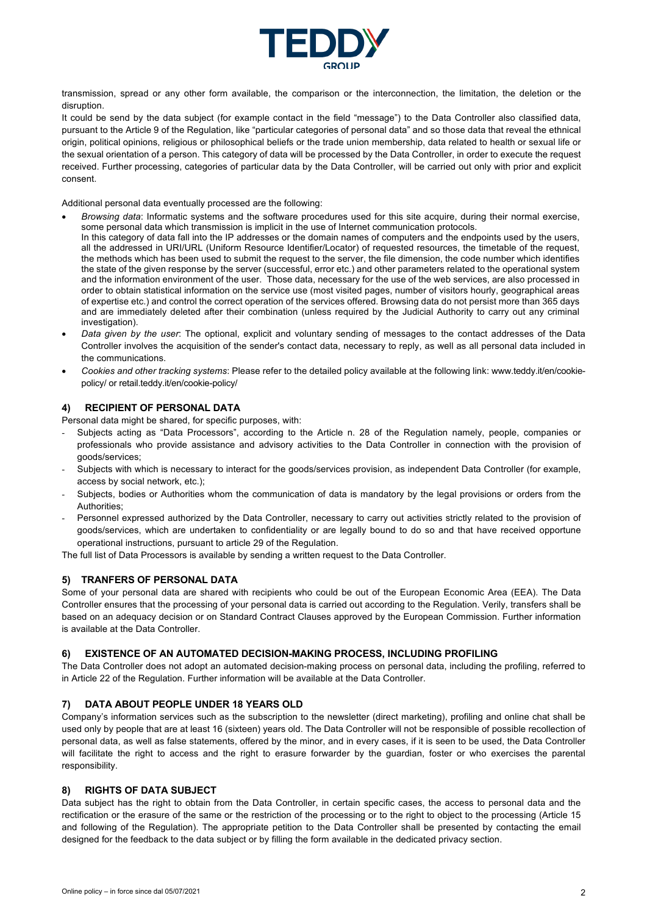transmission, spread or any other form available, the comparison or the interconnection, the limitation, the deletion or the disruption.

It could be send by the data subject (for example contact in the field "message") to the Data Controller also classified data, pursuant to the Article 9 of the Regulation, like "particular categories of personal data" and so those data that reveal the ethnical origin, political opinions, religious or philosophical beliefs or the trade union membership, data related to health or sexual life or the sexual orientation of a person. This category of data will be processed by the Data Controller, in order to execute the request received. Further processing, categories of particular data by the Data Controller, will be carried out only with prior and explicit consent.

Additional personal data eventually processed are the following:

- *Browsing data*: Informatic systems and the software procedures used for this site acquire, during their normal exercise, some personal data which transmission is implicit in the use of Internet communication protocols.
  In this category of data fall into the IP addresses or the domain names of computers and the endpoints used by the users, all the addressed in URI/URL (Uniform Resource Identifier/Locator) of requested resources, the timetable of the request, the methods which has been used to submit the request to the server, the file dimension, the code number which identifies the state of the given response by the server (successful, error etc.) and other parameters related to the operational system and the information environment of the user. Those data, necessary for the use of the web services, are also processed in order to obtain statistical information on the service use (most visited pages, number of visitors hourly, geographical areas of expertise etc.) and control the correct operation of the services offered. Browsing data do not persist more than 365 days and are immediately deleted after their combination (unless required by the Judicial Authority to carry out any criminal investigation).
- *Data given by the user*: The optional, explicit and voluntary sending of messages to the contact addresses of the Data Controller involves the acquisition of the sender's contact data, necessary to reply, as well as all personal data included in the communications.
- *Cookies and other tracking systems*: Please refer to the detailed policy available at the following link: www.teddy.it/en/cookie-policy/ or retail.teddy.it/en/cookie-policy/

## 4) RECIPIENT OF PERSONAL DATA

Personal data might be shared, for specific purposes, with:

- Subjects acting as "Data Processors", according to the Article n. 28 of the Regulation namely, people, companies or professionals who provide assistance and advisory activities to the Data Controller in connection with the provision of goods/services;
- Subjects with which is necessary to interact for the goods/services provision, as independent Data Controller (for example, access by social network, etc.);
- Subjects, bodies or Authorities whom the communication of data is mandatory by the legal provisions or orders from the Authorities;
- Personnel expressed authorized by the Data Controller, necessary to carry out activities strictly related to the provision of goods/services, which are undertaken to confidentiality or are legally bound to do so and that have received opportune operational instructions, pursuant to article 29 of the Regulation.

The full list of Data Processors is available by sending a written request to the Data Controller.

## 5) TRANFERS OF PERSONAL DATA

Some of your personal data are shared with recipients who could be out of the European Economic Area (EEA). The Data Controller ensures that the processing of your personal data is carried out according to the Regulation. Verily, transfers shall be based on an adequacy decision or on Standard Contract Clauses approved by the European Commission. Further information is available at the Data Controller.

## 6) EXISTENCE OF AN AUTOMATED DECISION-MAKING PROCESS, INCLUDING PROFILING

The Data Controller does not adopt an automated decision-making process on personal data, including the profiling, referred to in Article 22 of the Regulation. Further information will be available at the Data Controller.

## 7) DATA ABOUT PEOPLE UNDER 18 YEARS OLD

Company's information services such as the subscription to the newsletter (direct marketing), profiling and online chat shall be used only by people that are at least 16 (sixteen) years old. The Data Controller will not be responsible of possible recollection of personal data, as well as false statements, offered by the minor, and in every cases, if it is seen to be used, the Data Controller will facilitate the right to access and the right to erasure forwarder by the guardian, foster or who exercises the parental responsibility.

## 8) RIGHTS OF DATA SUBJECT

Data subject has the right to obtain from the Data Controller, in certain specific cases, the access to personal data and the rectification or the erasure of the same or the restriction of the processing or to the right to object to the processing (Article 15 and following of the Regulation). The appropriate petition to the Data Controller shall be presented by contacting the email designed for the feedback to the data subject or by filling the form available in the dedicated privacy section.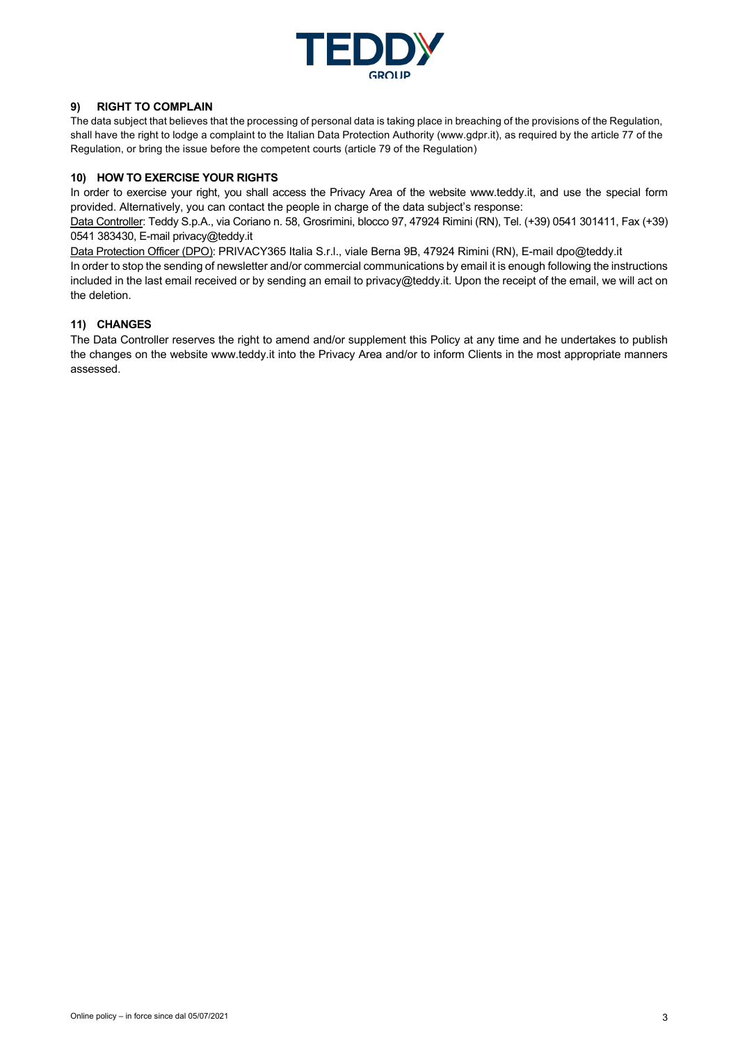## 9) RIGHT TO COMPLAIN

The data subject that believes that the processing of personal data is taking place in breaching of the provisions of the Regulation, shall have the right to lodge a complaint to the Italian Data Protection Authority (www.gdpr.it), as required by the article 77 of the Regulation, or bring the issue before the competent courts (article 79 of the Regulation)

## 10) HOW TO EXERCISE YOUR RIGHTS

In order to exercise your right, you shall access the Privacy Area of the website www.teddy.it, and use the special form provided. Alternatively, you can contact the people in charge of the data subject's response:

Data Controller: Teddy S.p.A., via Coriano n. 58, Grosrimini, blocco 97, 47924 Rimini (RN), Tel. (+39) 0541 301411, Fax (+39) 0541 383430, E-mail privacy@teddy.it

Data Protection Officer (DPO): PRIVACY365 Italia S.r.l., viale Berna 9B, 47924 Rimini (RN), E-mail dpo@teddy.it

In order to stop the sending of newsletter and/or commercial communications by email it is enough following the instructions included in the last email received or by sending an email to privacy@teddy.it. Upon the receipt of the email, we will act on the deletion.

## 11) CHANGES

The Data Controller reserves the right to amend and/or supplement this Policy at any time and he undertakes to publish the changes on the website www.teddy.it into the Privacy Area and/or to inform Clients in the most appropriate manners assessed.